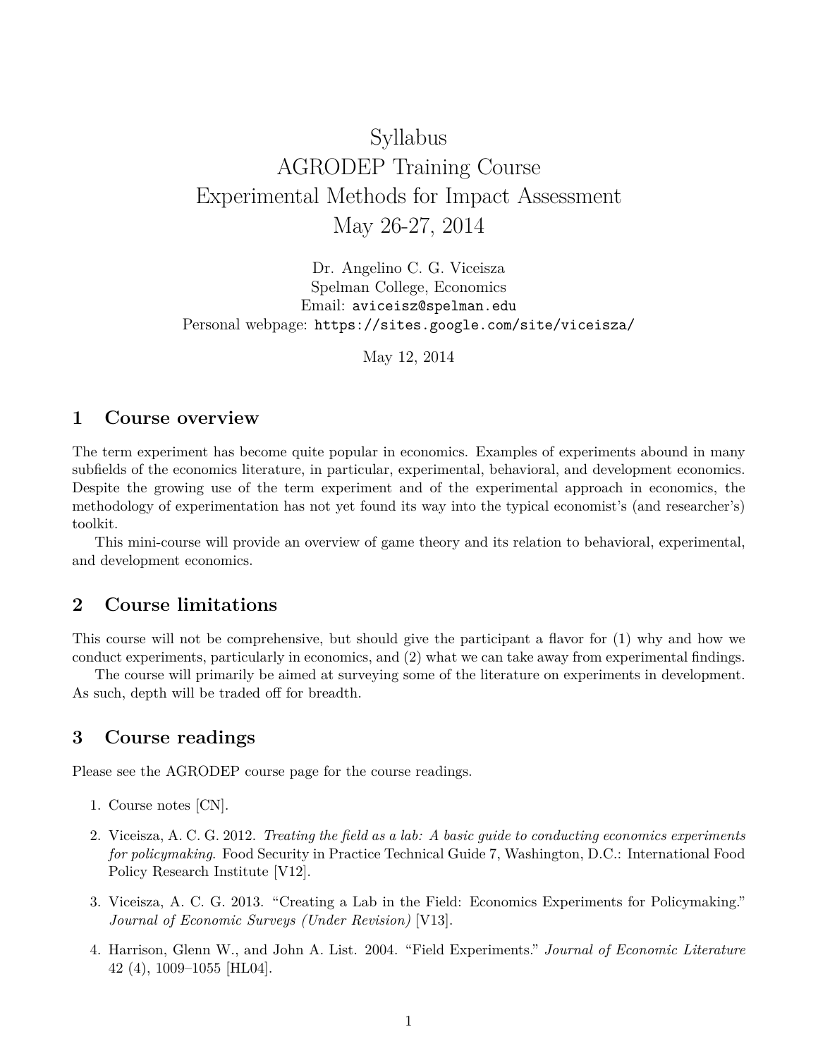# Syllabus
# AGRODEP Training Course
# Experimental Methods for Impact Assessment
# May 26-27, 2014

Dr. Angelino C. G. Viceisza
Spelman College, Economics
Email: `aviceisz@spelman.edu`
Personal webpage: `https://sites.google.com/site/viceisza/`

May 12, 2014

## 1 Course overview

The term experiment has become quite popular in economics. Examples of experiments abound in many subfields of the economics literature, in particular, experimental, behavioral, and development economics. Despite the growing use of the term experiment and of the experimental approach in economics, the methodology of experimentation has not yet found its way into the typical economist's (and researcher's) toolkit.

This mini-course will provide an overview of game theory and its relation to behavioral, experimental, and development economics.

## 2 Course limitations

This course will not be comprehensive, but should give the participant a flavor for (1) why and how we conduct experiments, particularly in economics, and (2) what we can take away from experimental findings.

The course will primarily be aimed at surveying some of the literature on experiments in development. As such, depth will be traded off for breadth.

## 3 Course readings

Please see the AGRODEP course page for the course readings.

1. Course notes [CN].
2. Viceisza, A. C. G. 2012. *Treating the field as a lab: A basic guide to conducting economics experiments for policymaking.* Food Security in Practice Technical Guide 7, Washington, D.C.: International Food Policy Research Institute [V12].
3. Viceisza, A. C. G. 2013. "Creating a Lab in the Field: Economics Experiments for Policymaking." *Journal of Economic Surveys (Under Revision)* [V13].
4. Harrison, Glenn W., and John A. List. 2004. "Field Experiments." *Journal of Economic Literature* 42 (4), 1009–1055 [HL04].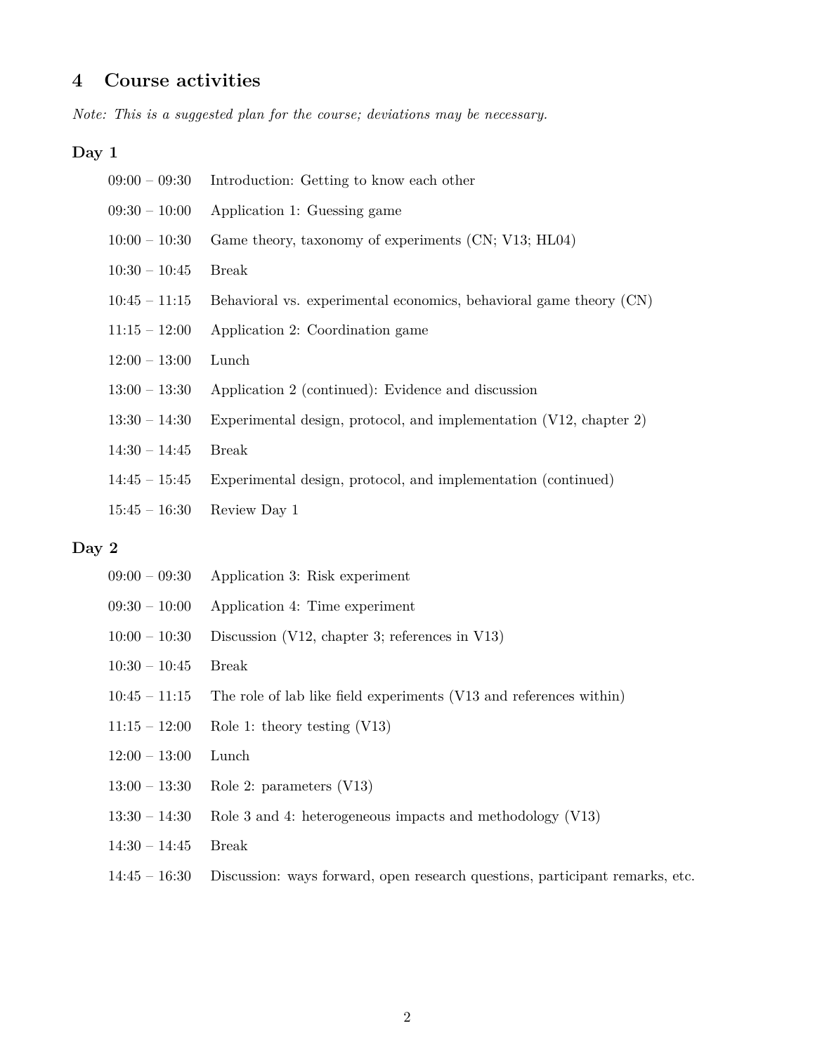## 4 Course activities

*Note: This is a suggested plan for the course; deviations may be necessary.*

### Day 1

| | |
|---|---|
| 09:00 – 09:30 | Introduction: Getting to know each other |
| 09:30 – 10:00 | Application 1: Guessing game |
| 10:00 – 10:30 | Game theory, taxonomy of experiments (CN; V13; HL04) |
| 10:30 – 10:45 | Break |
| 10:45 – 11:15 | Behavioral vs. experimental economics, behavioral game theory (CN) |
| 11:15 – 12:00 | Application 2: Coordination game |
| 12:00 – 13:00 | Lunch |
| 13:00 – 13:30 | Application 2 (continued): Evidence and discussion |
| 13:30 – 14:30 | Experimental design, protocol, and implementation (V12, chapter 2) |
| 14:30 – 14:45 | Break |
| 14:45 – 15:45 | Experimental design, protocol, and implementation (continued) |
| 15:45 – 16:30 | Review Day 1 |

### Day 2

| | |
|---|---|
| 09:00 – 09:30 | Application 3: Risk experiment |
| 09:30 – 10:00 | Application 4: Time experiment |
| 10:00 – 10:30 | Discussion (V12, chapter 3; references in V13) |
| 10:30 – 10:45 | Break |
| 10:45 – 11:15 | The role of lab like field experiments (V13 and references within) |
| 11:15 – 12:00 | Role 1: theory testing (V13) |
| 12:00 – 13:00 | Lunch |
| 13:00 – 13:30 | Role 2: parameters (V13) |
| 13:30 – 14:30 | Role 3 and 4: heterogeneous impacts and methodology (V13) |
| 14:30 – 14:45 | Break |
| 14:45 – 16:30 | Discussion: ways forward, open research questions, participant remarks, etc. |